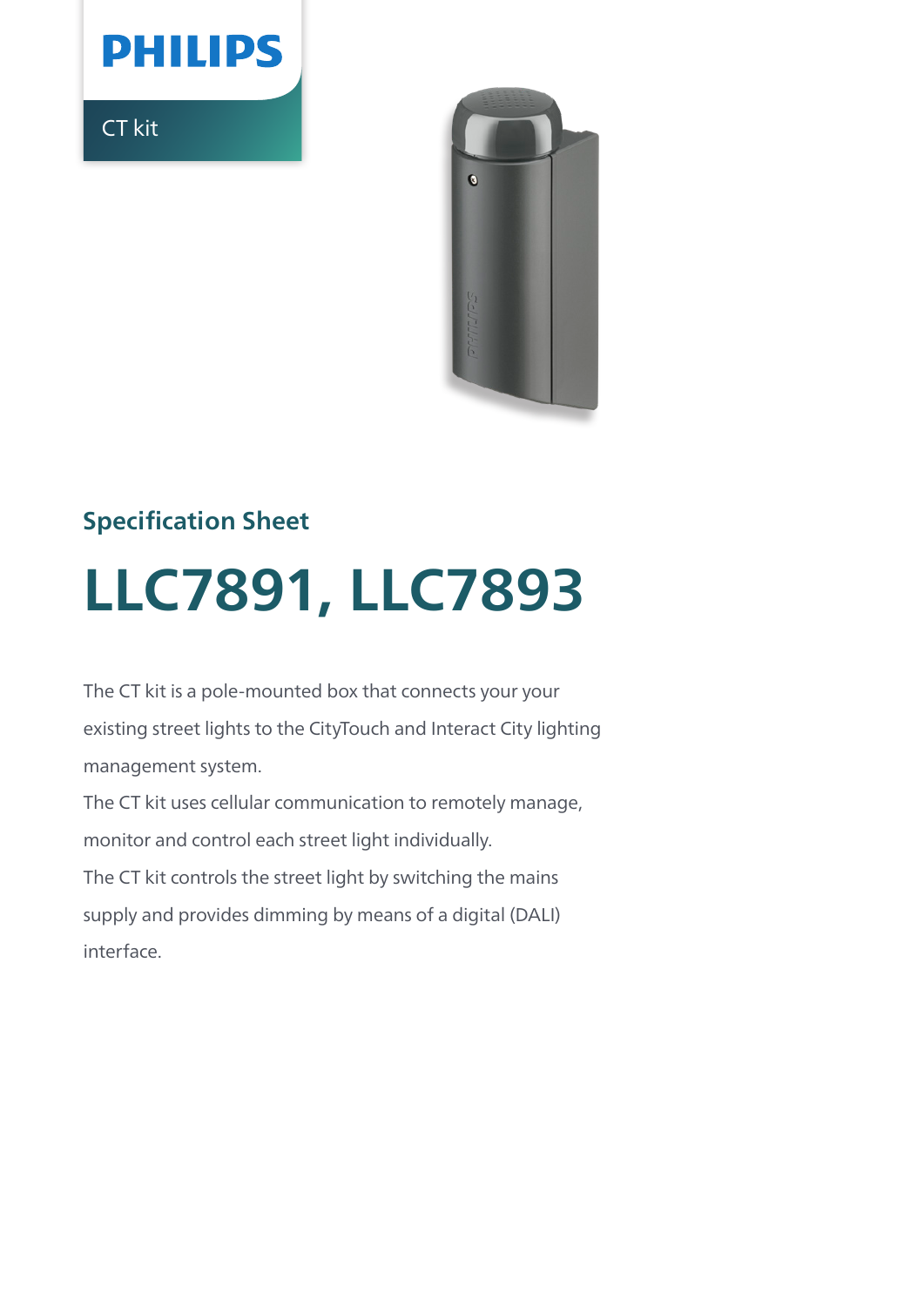PHILIPS

CT kit

## Specification Sheet

# LLC7891, LLC7893

The CT kit is a pole-mounted box that connects your your existing street lights to the CityTouch and Interact City lighting management system.

The CT kit uses cellular communication to remotely manage, monitor and control each street light individually.

The CT kit controls the street light by switching the mains supply and provides dimming by means of a digital (DALI) interface.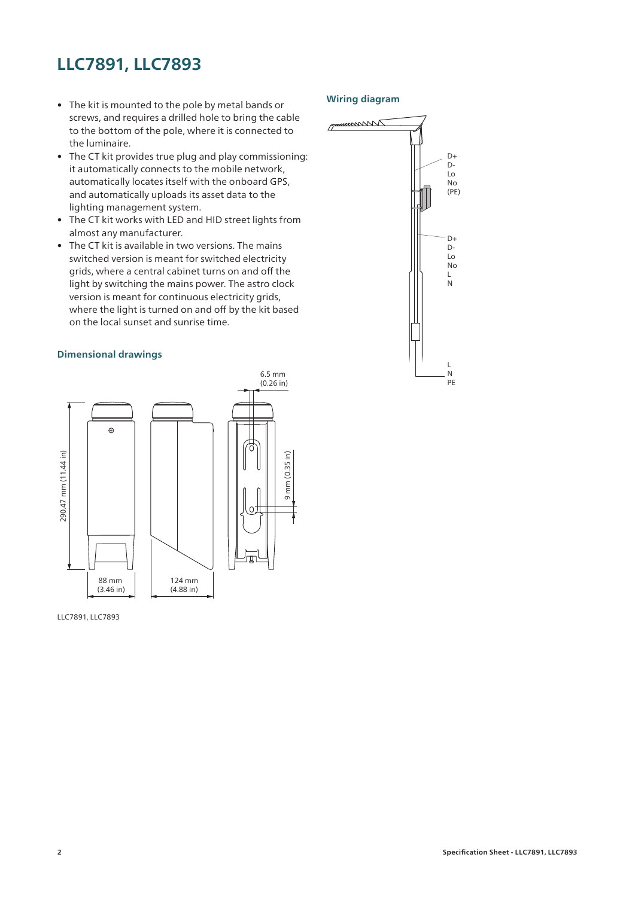# LLC7891, LLC7893

- The kit is mounted to the pole by metal bands or screws, and requires a drilled hole to bring the cable to the bottom of the pole, where it is connected to the luminaire.
- The CT kit provides true plug and play commissioning: it automatically connects to the mobile network, automatically locates itself with the onboard GPS, and automatically uploads its asset data to the lighting management system.
- The CT kit works with LED and HID street lights from almost any manufacturer.
- The CT kit is available in two versions. The mains switched version is meant for switched electricity grids, where a central cabinet turns on and off the light by switching the mains power. The astro clock version is meant for continuous electricity grids, where the light is turned on and off by the kit based on the local sunset and sunrise time.

## Wiring diagram

D+
D-
Lo
No
(PE)

D+
D-
Lo
No
L
N

L
N
PE

## Dimensional drawings

6.5 mm (0.26 in)

290.47 mm (11.44 in)

9 mm (0.35 in)

88 mm (3.46 in)

124 mm (4.88 in)

LLC7891, LLC7893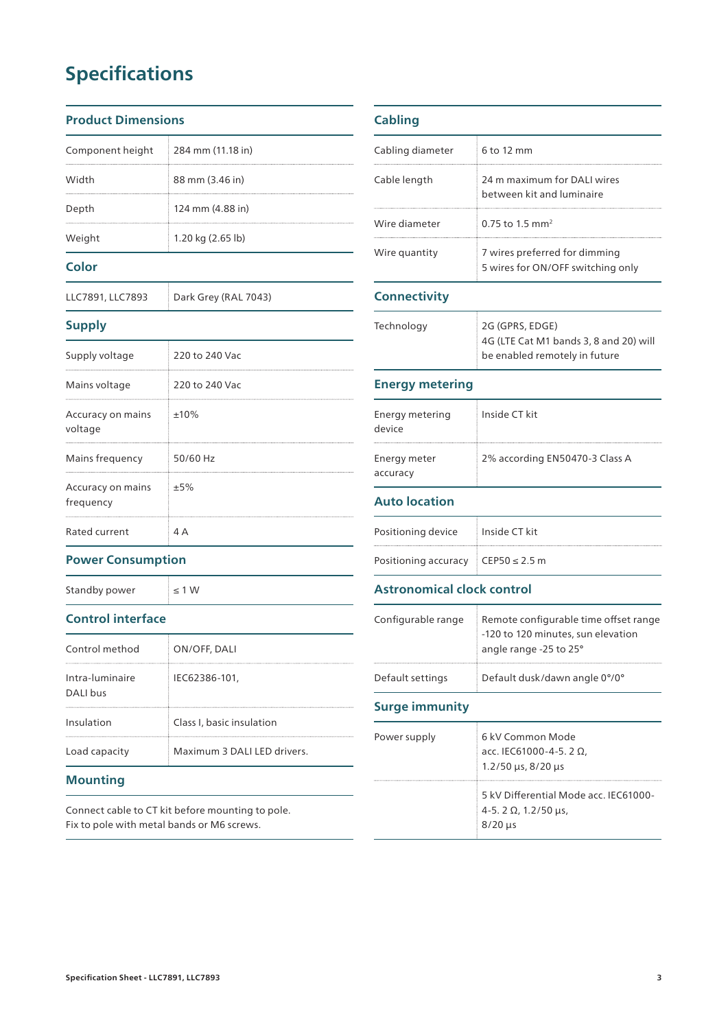# Specifications

## Product Dimensions

| | |
|---|---|
| Component height | 284 mm (11.18 in) |
| Width | 88 mm (3.46 in) |
| Depth | 124 mm (4.88 in) |
| Weight | 1.20 kg (2.65 lb) |

## Color

| | |
|---|---|
| LLC7891, LLC7893 | Dark Grey (RAL 7043) |

## Supply

| | |
|---|---|
| Supply voltage | 220 to 240 Vac |
| Mains voltage | 220 to 240 Vac |
| Accuracy on mains voltage | ±10% |
| Mains frequency | 50/60 Hz |
| Accuracy on mains frequency | ±5% |
| Rated current | 4 A |

## Power Consumption

| | |
|---|---|
| Standby power | ≤ 1 W |

## Control interface

| | |
|---|---|
| Control method | ON/OFF, DALI |
| Intra-luminaire DALI bus | IEC62386-101, |
| Insulation | Class I, basic insulation |
| Load capacity | Maximum 3 DALI LED drivers. |

## Mounting

Connect cable to CT kit before mounting to pole.
Fix to pole with metal bands or M6 screws.

## Cabling

| | |
|---|---|
| Cabling diameter | 6 to 12 mm |
| Cable length | 24 m maximum for DALI wires between kit and luminaire |
| Wire diameter | 0.75 to 1.5 mm$^2$ |
| Wire quantity | 7 wires preferred for dimming<br>5 wires for ON/OFF switching only |

## Connectivity

| | |
|---|---|
| Technology | 2G (GPRS, EDGE)<br>4G (LTE Cat M1 bands 3, 8 and 20) will be enabled remotely in future |

## Energy metering

| | |
|---|---|
| Energy metering device | Inside CT kit |
| Energy meter accuracy | 2% according EN50470-3 Class A |

## Auto location

| | |
|---|---|
| Positioning device | Inside CT kit |
| Positioning accuracy | CEP50 ≤ 2.5 m |

## Astronomical clock control

| | |
|---|---|
| Configurable range | Remote configurable time offset range -120 to 120 minutes, sun elevation angle range -25 to 25° |
| Default settings | Default dusk/dawn angle 0°/0° |

## Surge immunity

| | |
|---|---|
| Power supply | 6 kV Common Mode acc. IEC61000-4-5. 2 Ω, 1.2/50 µs, 8/20 µs |
| | 5 kV Differential Mode acc. IEC61000-4-5. 2 Ω, 1.2/50 µs, 8/20 µs |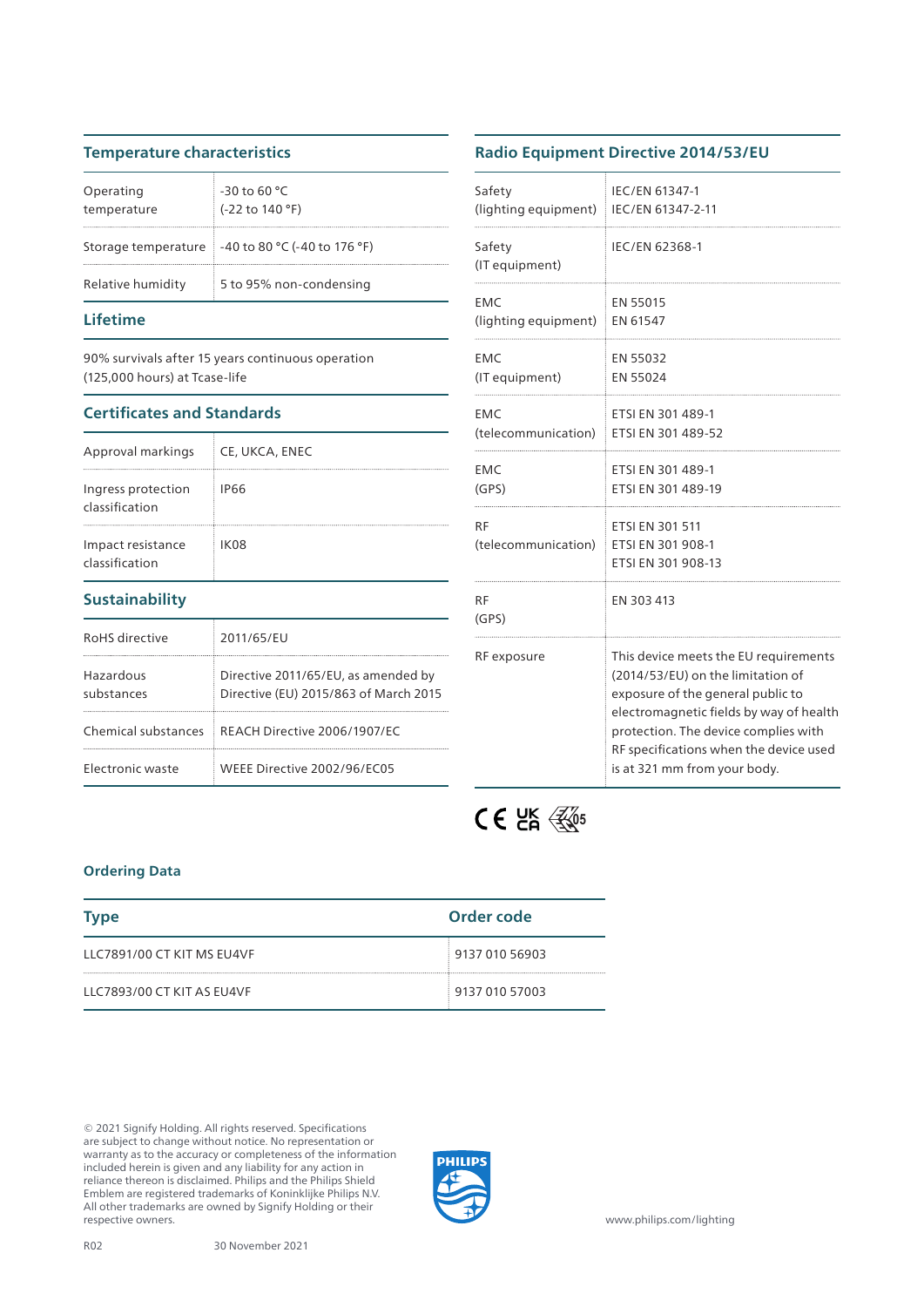## Temperature characteristics

| | |
|---|---|
| Operating temperature | -30 to 60 °C (-22 to 140 °F) |
| Storage temperature | -40 to 80 °C (-40 to 176 °F) |
| Relative humidity | 5 to 95% non-condensing |

## Lifetime

90% survivals after 15 years continuous operation (125,000 hours) at Tcase-life

## Certificates and Standards

| | |
|---|---|
| Approval markings | CE, UKCA, ENEC |
| Ingress protection classification | IP66 |
| Impact resistance classification | IK08 |

## Sustainability

| | |
|---|---|
| RoHS directive | 2011/65/EU |
| Hazardous substances | Directive 2011/65/EU, as amended by Directive (EU) 2015/863 of March 2015 |
| Chemical substances | REACH Directive 2006/1907/EC |
| Electronic waste | WEEE Directive 2002/96/EC05 |

## Radio Equipment Directive 2014/53/EU

| | |
|---|---|
| Safety (lighting equipment) | IEC/EN 61347-1<br>IEC/EN 61347-2-11 |
| Safety (IT equipment) | IEC/EN 62368-1 |
| EMC (lighting equipment) | EN 55015<br>EN 61547 |
| EMC (IT equipment) | EN 55032<br>EN 55024 |
| EMC (telecommunication) | ETSI EN 301 489-1<br>ETSI EN 301 489-52 |
| EMC (GPS) | ETSI EN 301 489-1<br>ETSI EN 301 489-19 |
| RF (telecommunication) | ETSI EN 301 511<br>ETSI EN 301 908-1<br>ETSI EN 301 908-13 |
| RF (GPS) | EN 303 413 |
| RF exposure | This device meets the EU requirements (2014/53/EU) on the limitation of exposure of the general public to electromagnetic fields by way of health protection. The device complies with RF specifications when the device used is at 321 mm from your body. |

CE UKCA ENEC 05

## Ordering Data

| Type | Order code |
|---|---|
| LLC7891/00 CT KIT MS EU4VF | 9137 010 56903 |
| LLC7893/00 CT KIT AS EU4VF | 9137 010 57003 |

© 2021 Signify Holding. All rights reserved. Specifications are subject to change without notice. No representation or warranty as to the accuracy or completeness of the information included herein is given and any liability for any action in reliance thereon is disclaimed. Philips and the Philips Shield Emblem are registered trademarks of Koninklijke Philips N.V. All other trademarks are owned by Signify Holding or their respective owners.

PHILIPS

www.philips.com/lighting

R02 30 November 2021